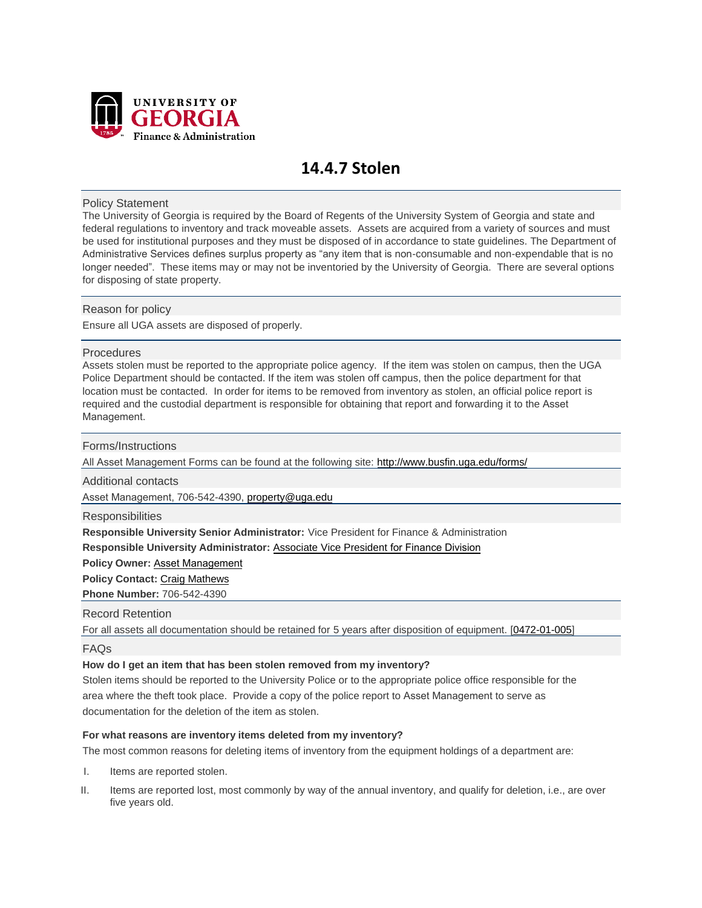UNIVERSITY OF GEORGIA
Finance & Administration

# 14.4.7 Stolen

## Policy Statement

The University of Georgia is required by the Board of Regents of the University System of Georgia and state and federal regulations to inventory and track moveable assets. Assets are acquired from a variety of sources and must be used for institutional purposes and they must be disposed of in accordance to state guidelines. The Department of Administrative Services defines surplus property as "any item that is non-consumable and non-expendable that is no longer needed". These items may or may not be inventoried by the University of Georgia. There are several options for disposing of state property.

## Reason for policy

Ensure all UGA assets are disposed of properly.

## Procedures

Assets stolen must be reported to the appropriate police agency. If the item was stolen on campus, then the UGA Police Department should be contacted. If the item was stolen off campus, then the police department for that location must be contacted. In order for items to be removed from inventory as stolen, an official police report is required and the custodial department is responsible for obtaining that report and forwarding it to the Asset Management.

## Forms/Instructions

All Asset Management Forms can be found at the following site: http://www.busfin.uga.edu/forms/

## Additional contacts

Asset Management, 706-542-4390, property@uga.edu

## Responsibilities

**Responsible University Senior Administrator:** Vice President for Finance & Administration

**Responsible University Administrator:** Associate Vice President for Finance Division

**Policy Owner:** Asset Management

**Policy Contact:** Craig Mathews

**Phone Number:** 706-542-4390

## Record Retention

For all assets all documentation should be retained for 5 years after disposition of equipment. [0472-01-005]

## FAQs

**How do I get an item that has been stolen removed from my inventory?**

Stolen items should be reported to the University Police or to the appropriate police office responsible for the area where the theft took place. Provide a copy of the police report to Asset Management to serve as documentation for the deletion of the item as stolen.

**For what reasons are inventory items deleted from my inventory?**

The most common reasons for deleting items of inventory from the equipment holdings of a department are:

I. Items are reported stolen.

II. Items are reported lost, most commonly by way of the annual inventory, and qualify for deletion, i.e., are over five years old.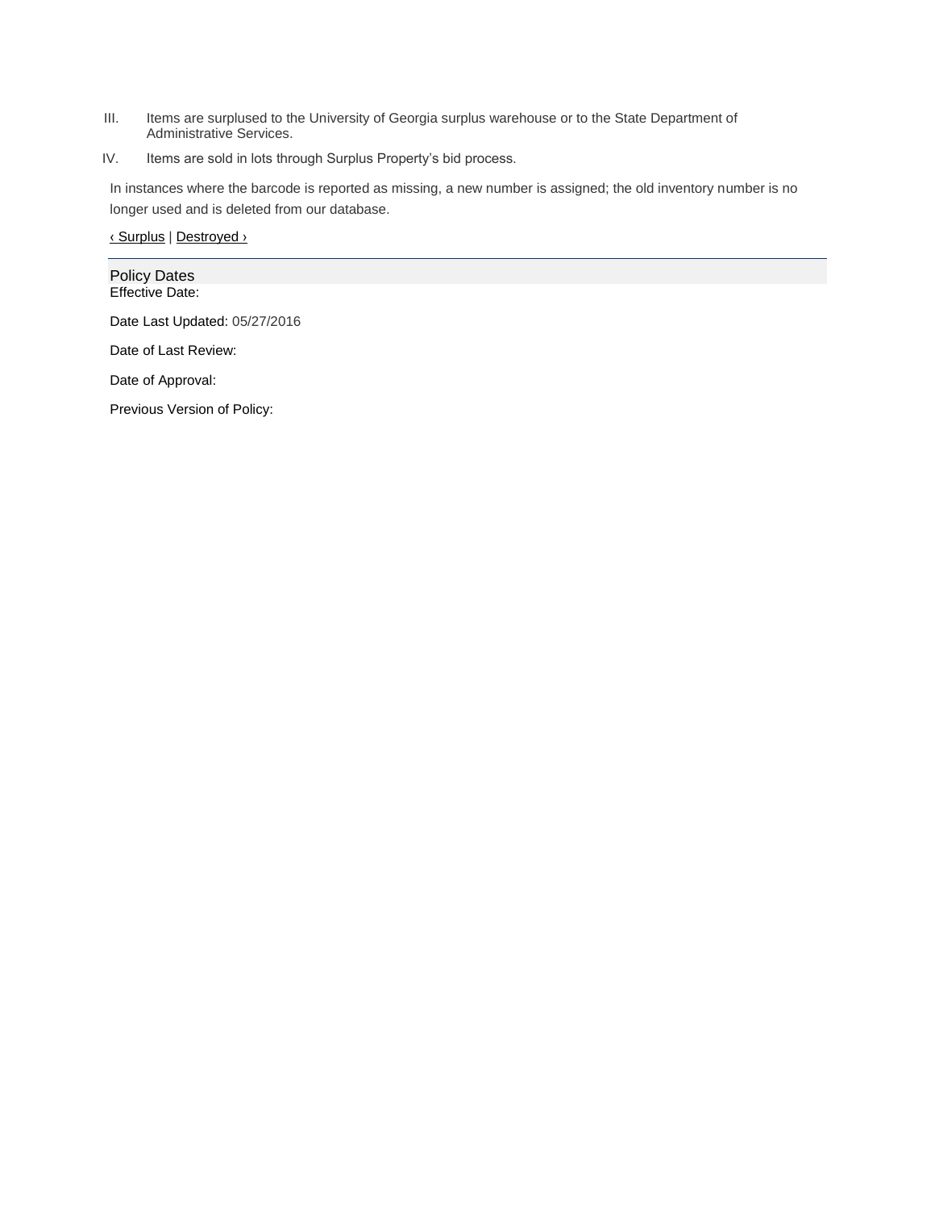III. Items are surplused to the University of Georgia surplus warehouse or to the State Department of Administrative Services.

IV. Items are sold in lots through Surplus Property's bid process.

In instances where the barcode is reported as missing, a new number is assigned; the old inventory number is no longer used and is deleted from our database.

‹ Surplus | Destroyed ›

---

Policy Dates

Effective Date:

Date Last Updated: 05/27/2016

Date of Last Review:

Date of Approval:

Previous Version of Policy: